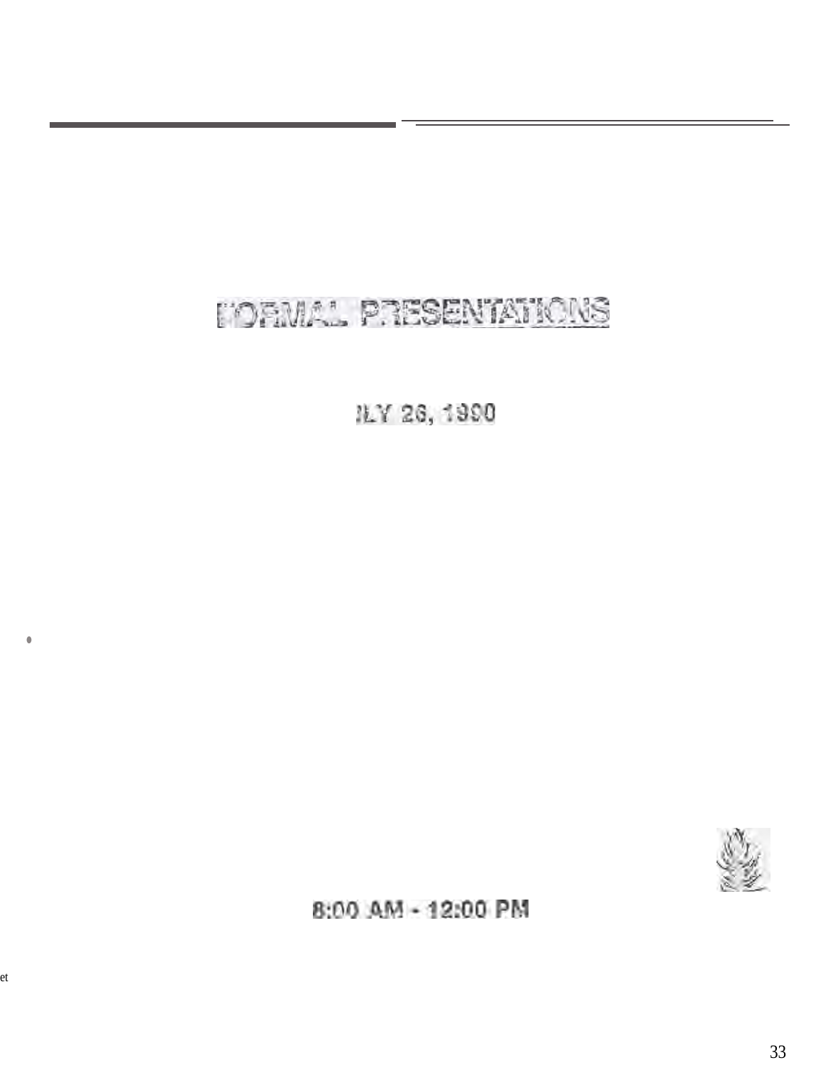# FORMAL PRESENTATIONS

JLY 26, 1990

8:00 AM - 12:00 PM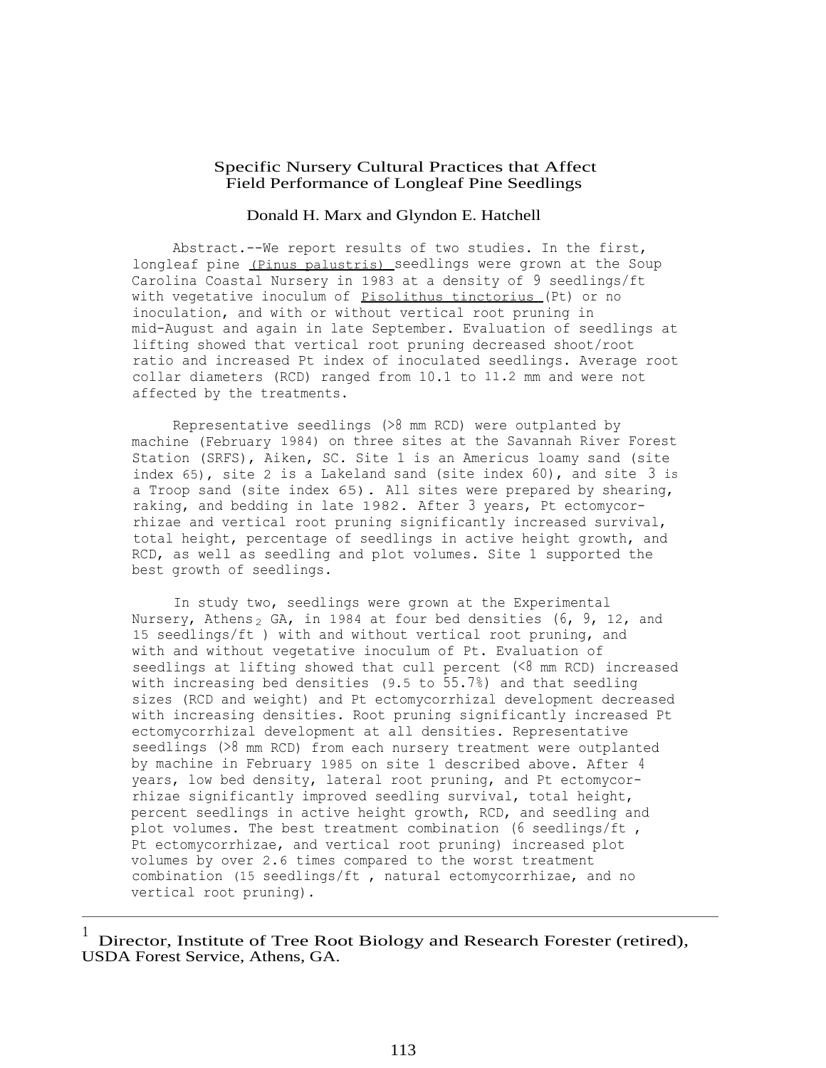# Specific Nursery Cultural Practices that Affect Field Performance of Longleaf Pine Seedlings

Donald H. Marx and Glyndon E. Hatchell

Abstract.--We report results of two studies. In the first, longleaf pine (*Pinus palustris*) seedlings were grown at the Soup Carolina Coastal Nursery in 1983 at a density of 9 seedlings/ft with vegetative inoculum of *Pisolithus tinctorius* (Pt) or no inoculation, and with or without vertical root pruning in mid-August and again in late September. Evaluation of seedlings at lifting showed that vertical root pruning decreased shoot/root ratio and increased Pt index of inoculated seedlings. Average root collar diameters (RCD) ranged from 10.1 to 11.2 mm and were not affected by the treatments.

Representative seedlings (>8 mm RCD) were outplanted by machine (February 1984) on three sites at the Savannah River Forest Station (SRFS), Aiken, SC. Site 1 is an Americus loamy sand (site index 65), site 2 is a Lakeland sand (site index 60), and site 3 is a Troop sand (site index 65). All sites were prepared by shearing, raking, and bedding in late 1982. After 3 years, Pt ectomycorrhizae and vertical root pruning significantly increased survival, total height, percentage of seedlings in active height growth, and RCD, as well as seedling and plot volumes. Site 1 supported the best growth of seedlings.

In study two, seedlings were grown at the Experimental Nursery, Athens, GA, in 1984 at four bed densities (6, 9, 12, and 15 seedlings/$ft^2$) with and without vertical root pruning, and with and without vegetative inoculum of Pt. Evaluation of seedlings at lifting showed that cull percent (<8 mm RCD) increased with increasing bed densities (9.5 to 55.7%) and that seedling sizes (RCD and weight) and Pt ectomycorrhizal development decreased with increasing densities. Root pruning significantly increased Pt ectomycorrhizal development at all densities. Representative seedlings (>8 mm RCD) from each nursery treatment were outplanted by machine in February 1985 on site 1 described above. After 4 years, low bed density, lateral root pruning, and Pt ectomycorrhizae significantly improved seedling survival, total height, percent seedlings in active height growth, RCD, and seedling and plot volumes. The best treatment combination (6 seedlings/ft, Pt ectomycorrhizae, and vertical root pruning) increased plot volumes by over 2.6 times compared to the worst treatment combination (15 seedlings/ft, natural ectomycorrhizae, and no vertical root pruning).

---

[1] Director, Institute of Tree Root Biology and Research Forester (retired), USDA Forest Service, Athens, GA.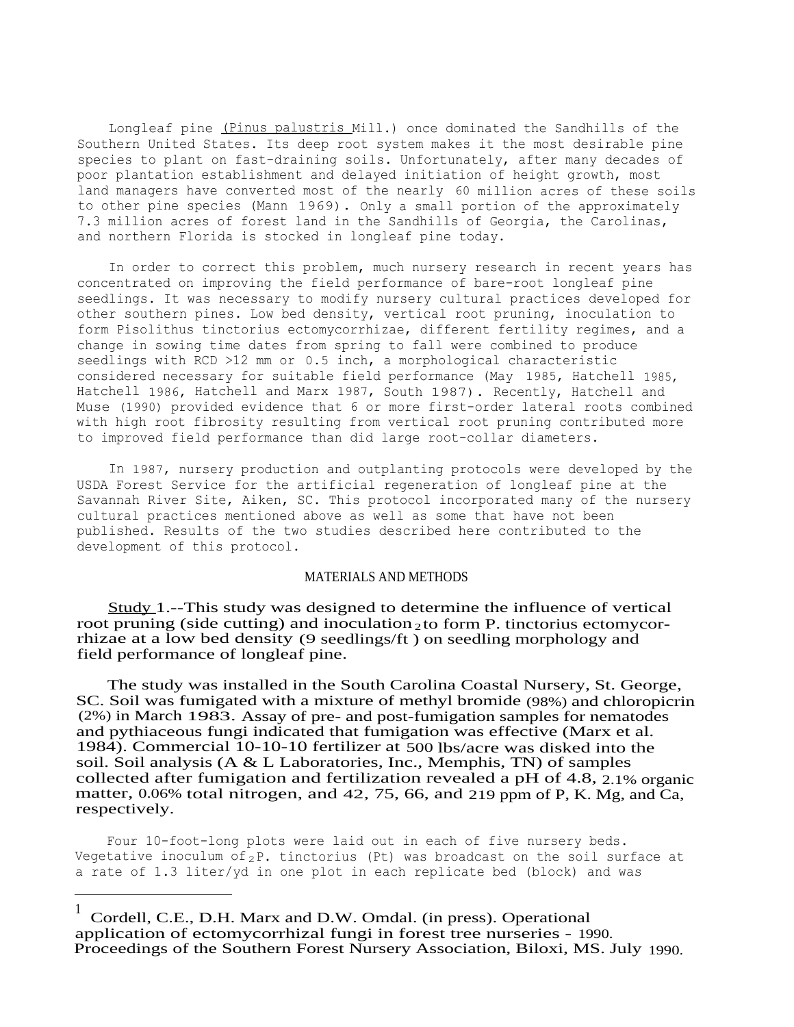Longleaf pine (*Pinus palustris* Mill.) once dominated the Sandhills of the Southern United States. Its deep root system makes it the most desirable pine species to plant on fast-draining soils. Unfortunately, after many decades of poor plantation establishment and delayed initiation of height growth, most land managers have converted most of the nearly 60 million acres of these soils to other pine species (Mann 1969). Only a small portion of the approximately 7.3 million acres of forest land in the Sandhills of Georgia, the Carolinas, and northern Florida is stocked in longleaf pine today.

In order to correct this problem, much nursery research in recent years has concentrated on improving the field performance of bare-root longleaf pine seedlings. It was necessary to modify nursery cultural practices developed for other southern pines. Low bed density, vertical root pruning, inoculation to form Pisolithus tinctorius ectomycorrhizae, different fertility regimes, and a change in sowing time dates from spring to fall were combined to produce seedlings with RCD >12 mm or 0.5 inch, a morphological characteristic considered necessary for suitable field performance (May 1985, Hatchell 1985, Hatchell 1986, Hatchell and Marx 1987, South 1987). Recently, Hatchell and Muse (1990) provided evidence that 6 or more first-order lateral roots combined with high root fibrosity resulting from vertical root pruning contributed more to improved field performance than did large root-collar diameters.

In 1987, nursery production and outplanting protocols were developed by the USDA Forest Service for the artificial regeneration of longleaf pine at the Savannah River Site, Aiken, SC. This protocol incorporated many of the nursery cultural practices mentioned above as well as some that have not been published. Results of the two studies described here contributed to the development of this protocol.

## MATERIALS AND METHODS

Study 1.--This study was designed to determine the influence of vertical root pruning (side cutting) and inoculation[1] to form P. tinctorius ectomycorrhizae at a low bed density (9 seedlings/ft$^2$) on seedling morphology and field performance of longleaf pine.

The study was installed in the South Carolina Coastal Nursery, St. George, SC. Soil was fumigated with a mixture of methyl bromide (98%) and chloropicrin (2%) in March 1983. Assay of pre- and post-fumigation samples for nematodes and pythiaceous fungi indicated that fumigation was effective (Marx et al. 1984). Commercial 10-10-10 fertilizer at 500 lbs/acre was disked into the soil. Soil analysis (A & L Laboratories, Inc., Memphis, TN) of samples collected after fumigation and fertilization revealed a pH of 4.8, 2.1% organic matter, 0.06% total nitrogen, and 42, 75, 66, and 219 ppm of P, K. Mg, and Ca, respectively.

Four 10-foot-long plots were laid out in each of five nursery beds. Vegetative inoculum of P. tinctorius (Pt) was broadcast on the soil surface at a rate of 1.3 liter/yd$^2$ in one plot in each replicate bed (block) and was

---

[1] Cordell, C.E., D.H. Marx and D.W. Omdal. (in press). Operational application of ectomycorrhizal fungi in forest tree nurseries - 1990. Proceedings of the Southern Forest Nursery Association, Biloxi, MS. July 1990.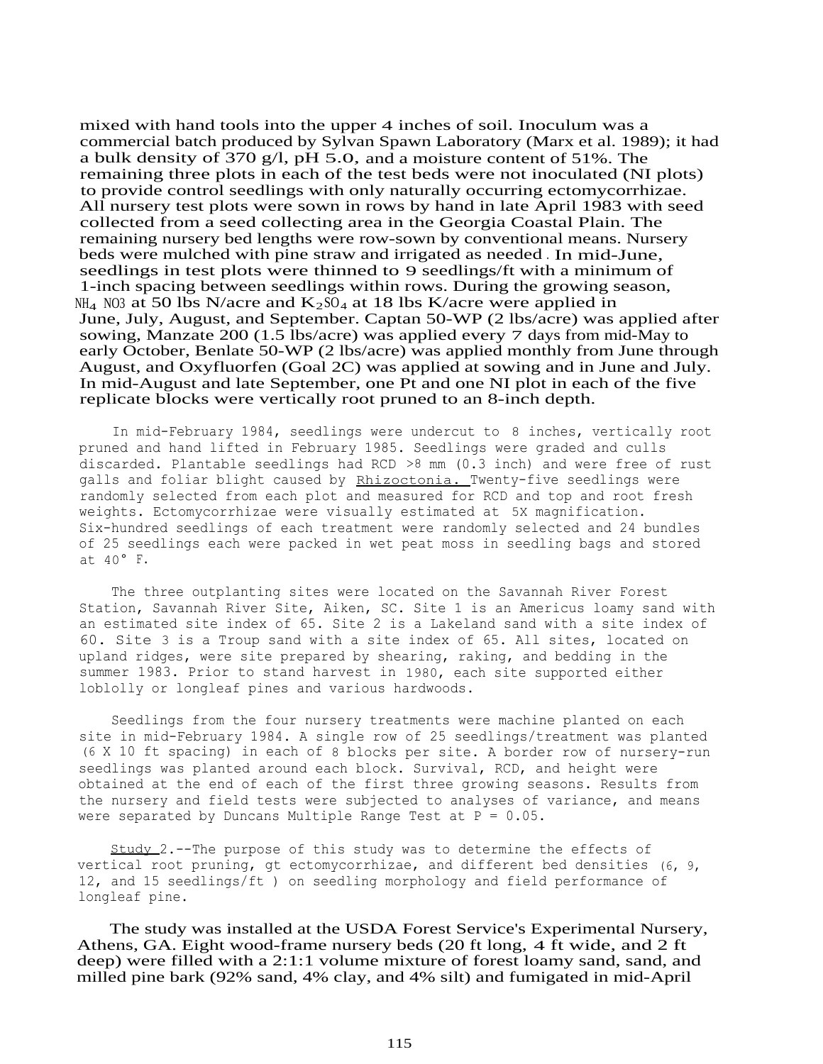mixed with hand tools into the upper 4 inches of soil. Inoculum was a commercial batch produced by Sylvan Spawn Laboratory (Marx et al. 1989); it had a bulk density of 370 g/l, pH 5.0, and a moisture content of 51%. The remaining three plots in each of the test beds were not inoculated (NI plots) to provide control seedlings with only naturally occurring ectomycorrhizae. All nursery test plots were sown in rows by hand in late April 1983 with seed collected from a seed collecting area in the Georgia Coastal Plain. The remaining nursery bed lengths were row-sown by conventional means. Nursery beds were mulched with pine straw and irrigated as needed. In mid-June, seedlings in test plots were thinned to 9 seedlings/ft with a minimum of 1-inch spacing between seedlings within rows. During the growing season, $NH_4NO_3$ at 50 lbs N/acre and $K_2SO_4$ at 18 lbs K/acre were applied in June, July, August, and September. Captan 50-WP (2 lbs/acre) was applied after sowing, Manzate 200 (1.5 lbs/acre) was applied every 7 days from mid-May to early October, Benlate 50-WP (2 lbs/acre) was applied monthly from June through August, and Oxyfluorfen (Goal 2C) was applied at sowing and in June and July. In mid-August and late September, one Pt and one NI plot in each of the five replicate blocks were vertically root pruned to an 8-inch depth.

In mid-February 1984, seedlings were undercut to 8 inches, vertically root pruned and hand lifted in February 1985. Seedlings were graded and culls discarded. Plantable seedlings had RCD >8 mm (0.3 inch) and were free of rust galls and foliar blight caused by Rhizoctonia. Twenty-five seedlings were randomly selected from each plot and measured for RCD and top and root fresh weights. Ectomycorrhizae were visually estimated at 5X magnification. Six-hundred seedlings of each treatment were randomly selected and 24 bundles of 25 seedlings each were packed in wet peat moss in seedling bags and stored at 40° F.

The three outplanting sites were located on the Savannah River Forest Station, Savannah River Site, Aiken, SC. Site 1 is an Americus loamy sand with an estimated site index of 65. Site 2 is a Lakeland sand with a site index of 60. Site 3 is a Troup sand with a site index of 65. All sites, located on upland ridges, were site prepared by shearing, raking, and bedding in the summer 1983. Prior to stand harvest in 1980, each site supported either loblolly or longleaf pines and various hardwoods.

Seedlings from the four nursery treatments were machine planted on each site in mid-February 1984. A single row of 25 seedlings/treatment was planted (6 X 10 ft spacing) in each of 8 blocks per site. A border row of nursery-run seedlings was planted around each block. Survival, RCD, and height were obtained at the end of each of the first three growing seasons. Results from the nursery and field tests were subjected to analyses of variance, and means were separated by Duncans Multiple Range Test at $P = 0.05$.

Study 2.--The purpose of this study was to determine the effects of vertical root pruning, gt ectomycorrhizae, and different bed densities (6, 9, 12, and 15 seedlings/ft ) on seedling morphology and field performance of longleaf pine.

The study was installed at the USDA Forest Service's Experimental Nursery, Athens, GA. Eight wood-frame nursery beds (20 ft long, 4 ft wide, and 2 ft deep) were filled with a 2:1:1 volume mixture of forest loamy sand, sand, and milled pine bark (92% sand, 4% clay, and 4% silt) and fumigated in mid-April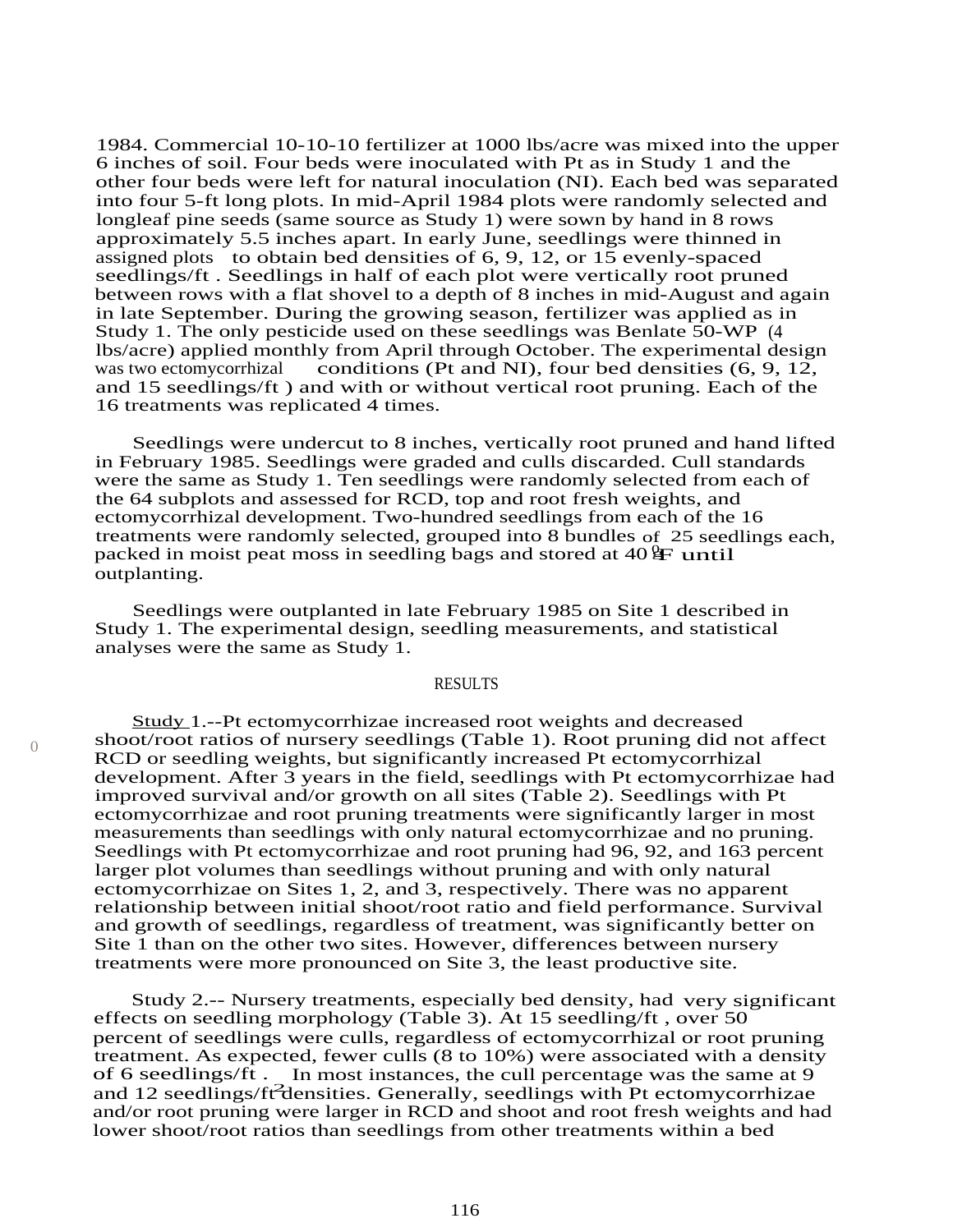1984. Commercial 10-10-10 fertilizer at 1000 lbs/acre was mixed into the upper 6 inches of soil. Four beds were inoculated with Pt as in Study 1 and the other four beds were left for natural inoculation (NI). Each bed was separated into four 5-ft long plots. In mid-April 1984 plots were randomly selected and longleaf pine seeds (same source as Study 1) were sown by hand in 8 rows approximately 5.5 inches apart. In early June, seedlings were thinned in assigned plots to obtain bed densities of 6, 9, 12, or 15 evenly-spaced seedlings/ft . Seedlings in half of each plot were vertically root pruned between rows with a flat shovel to a depth of 8 inches in mid-August and again in late September. During the growing season, fertilizer was applied as in Study 1. The only pesticide used on these seedlings was Benlate 50-WP (4 lbs/acre) applied monthly from April through October. The experimental design was two ectomycorrhizal conditions (Pt and NI), four bed densities (6, 9, 12, and 15 seedlings/ft ) and with or without vertical root pruning. Each of the 16 treatments was replicated 4 times.

Seedlings were undercut to 8 inches, vertically root pruned and hand lifted in February 1985. Seedlings were graded and culls discarded. Cull standards were the same as Study 1. Ten seedlings were randomly selected from each of the 64 subplots and assessed for RCD, top and root fresh weights, and ectomycorrhizal development. Two-hundred seedlings from each of the 16 treatments were randomly selected, grouped into 8 bundles of 25 seedlings each, packed in moist peat moss in seedling bags and stored at 40 °F until outplanting.

Seedlings were outplanted in late February 1985 on Site 1 described in Study 1. The experimental design, seedling measurements, and statistical analyses were the same as Study 1.

## RESULTS

Study 1.--Pt ectomycorrhizae increased root weights and decreased shoot/root ratios of nursery seedlings (Table 1). Root pruning did not affect RCD or seedling weights, but significantly increased Pt ectomycorrhizal development. After 3 years in the field, seedlings with Pt ectomycorrhizae had improved survival and/or growth on all sites (Table 2). Seedlings with Pt ectomycorrhizae and root pruning treatments were significantly larger in most measurements than seedlings with only natural ectomycorrhizae and no pruning. Seedlings with Pt ectomycorrhizae and root pruning had 96, 92, and 163 percent larger plot volumes than seedlings without pruning and with only natural ectomycorrhizae on Sites 1, 2, and 3, respectively. There was no apparent relationship between initial shoot/root ratio and field performance. Survival and growth of seedlings, regardless of treatment, was significantly better on Site 1 than on the other two sites. However, differences between nursery treatments were more pronounced on Site 3, the least productive site.

Study 2.-- Nursery treatments, especially bed density, had very significant effects on seedling morphology (Table 3). At 15 seedling/ft , over 50 percent of seedlings were culls, regardless of ectomycorrhizal or root pruning treatment. As expected, fewer culls (8 to 10%) were associated with a density of 6 seedlings/ft . In most instances, the cull percentage was the same at 9 and 12 seedlings/ft$^2$ densities. Generally, seedlings with Pt ectomycorrhizae and/or root pruning were larger in RCD and shoot and root fresh weights and had lower shoot/root ratios than seedlings from other treatments within a bed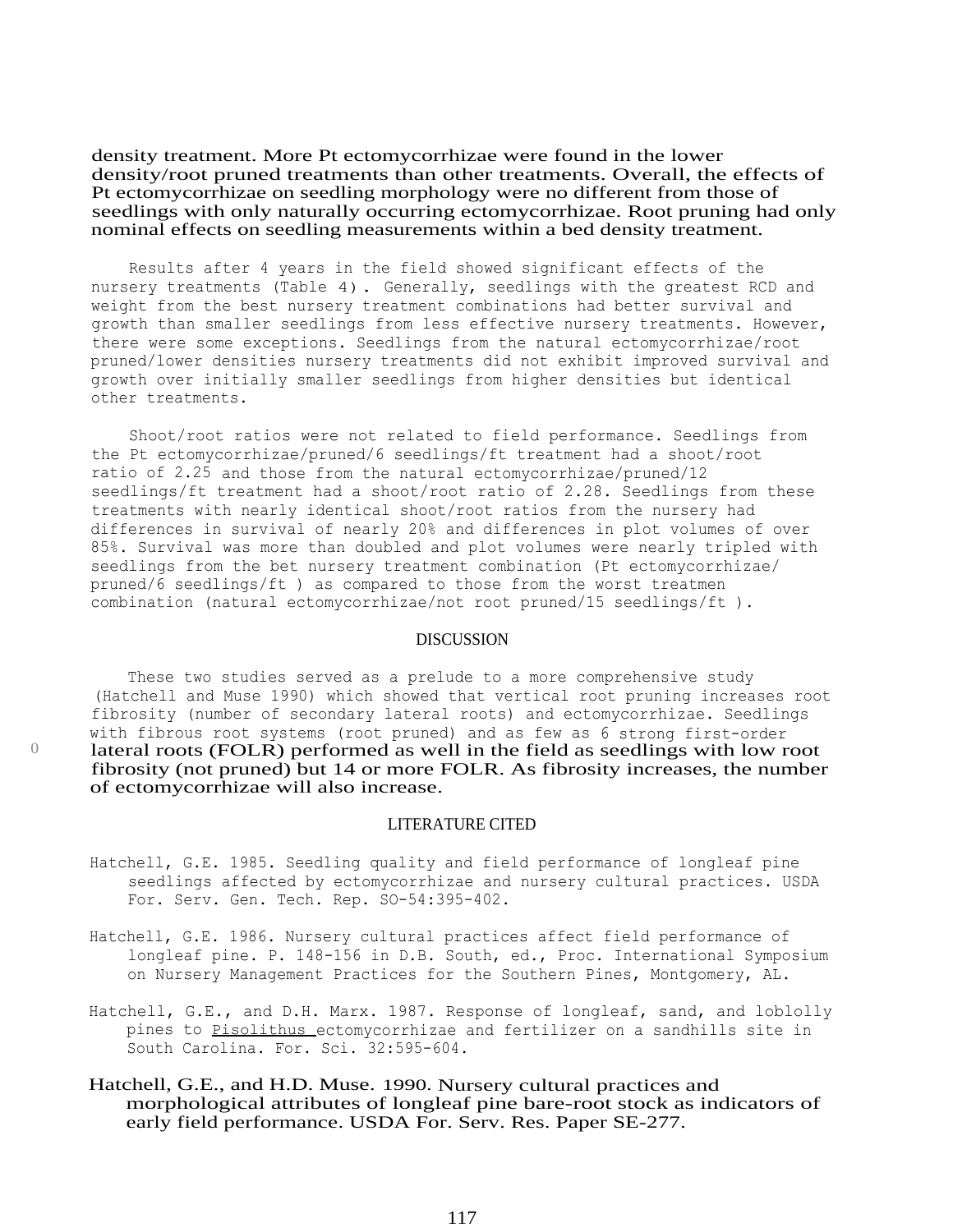density treatment. More Pt ectomycorrhizae were found in the lower density/root pruned treatments than other treatments. Overall, the effects of Pt ectomycorrhizae on seedling morphology were no different from those of seedlings with only naturally occurring ectomycorrhizae. Root pruning had only nominal effects on seedling measurements within a bed density treatment.

Results after 4 years in the field showed significant effects of the nursery treatments (Table 4). Generally, seedlings with the greatest RCD and weight from the best nursery treatment combinations had better survival and growth than smaller seedlings from less effective nursery treatments. However, there were some exceptions. Seedlings from the natural ectomycorrhizae/root pruned/lower densities nursery treatments did not exhibit improved survival and growth over initially smaller seedlings from higher densities but identical other treatments.

Shoot/root ratios were not related to field performance. Seedlings from the Pt ectomycorrhizae/pruned/6 seedlings/ft treatment had a shoot/root ratio of 2.25 and those from the natural ectomycorrhizae/pruned/12 seedlings/ft treatment had a shoot/root ratio of 2.28. Seedlings from these treatments with nearly identical shoot/root ratios from the nursery had differences in survival of nearly 20% and differences in plot volumes of over 85%. Survival was more than doubled and plot volumes were nearly tripled with seedlings from the bet nursery treatment combination (Pt ectomycorrhizae/ pruned/6 seedlings/ft ) as compared to those from the worst treatmen combination (natural ectomycorrhizae/not root pruned/15 seedlings/ft ).

## DISCUSSION

These two studies served as a prelude to a more comprehensive study (Hatchell and Muse 1990) which showed that vertical root pruning increases root fibrosity (number of secondary lateral roots) and ectomycorrhizae. Seedlings with fibrous root systems (root pruned) and as few as 6 strong first-order lateral roots (FOLR) performed as well in the field as seedlings with low root fibrosity (not pruned) but 14 or more FOLR. As fibrosity increases, the number of ectomycorrhizae will also increase.

## LITERATURE CITED

Hatchell, G.E. 1985. Seedling quality and field performance of longleaf pine seedlings affected by ectomycorrhizae and nursery cultural practices. USDA For. Serv. Gen. Tech. Rep. SO-54:395-402.

Hatchell, G.E. 1986. Nursery cultural practices affect field performance of longleaf pine. P. 148-156 in D.B. South, ed., Proc. International Symposium on Nursery Management Practices for the Southern Pines, Montgomery, AL.

Hatchell, G.E., and D.H. Marx. 1987. Response of longleaf, sand, and loblolly pines to Pisolithus ectomycorrhizae and fertilizer on a sandhills site in South Carolina. For. Sci. 32:595-604.

Hatchell, G.E., and H.D. Muse. 1990. Nursery cultural practices and morphological attributes of longleaf pine bare-root stock as indicators of early field performance. USDA For. Serv. Res. Paper SE-277.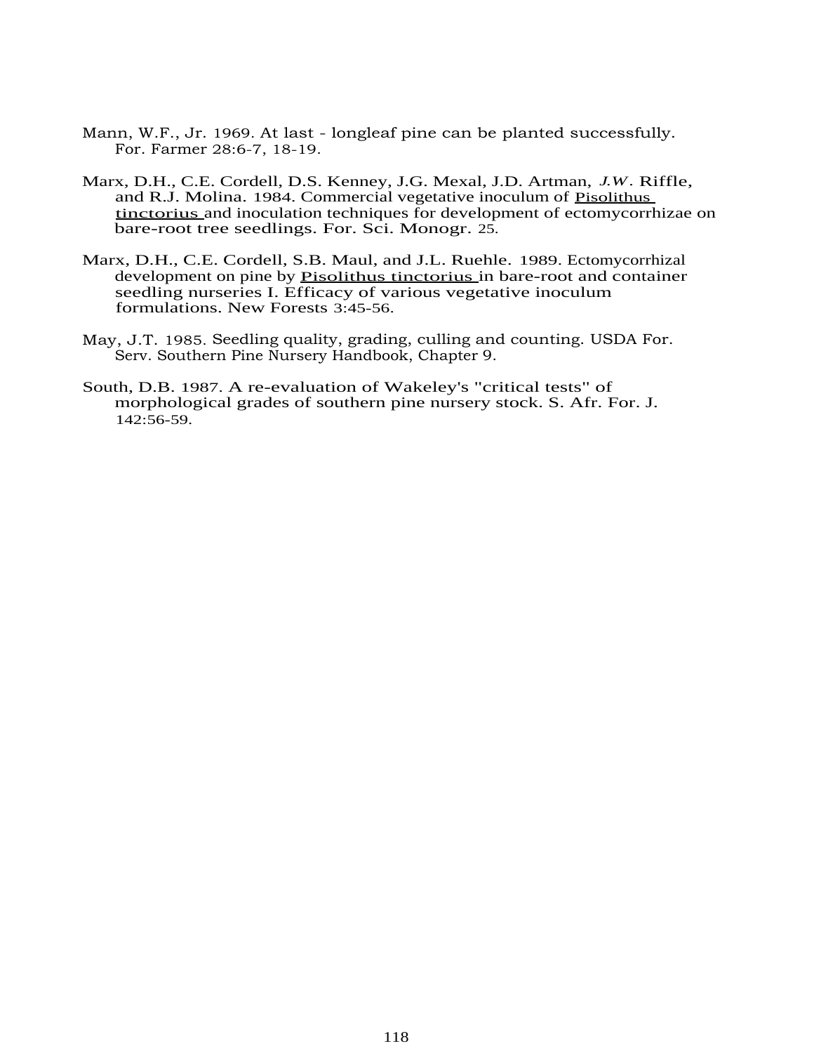Mann, W.F., Jr. 1969. At last - longleaf pine can be planted successfully. For. Farmer 28:6-7, 18-19.

Marx, D.H., C.E. Cordell, D.S. Kenney, J.G. Mexal, J.D. Artman, *J.W*. Riffle, and R.J. Molina. 1984. Commercial vegetative inoculum of Pisolithus tinctorius and inoculation techniques for development of ectomycorrhizae on bare-root tree seedlings. For. Sci. Monogr. 25.

Marx, D.H., C.E. Cordell, S.B. Maul, and J.L. Ruehle. 1989. Ectomycorrhizal development on pine by Pisolithus tinctorius in bare-root and container seedling nurseries I. Efficacy of various vegetative inoculum formulations. New Forests 3:45-56.

May, J.T. 1985. Seedling quality, grading, culling and counting. USDA For. Serv. Southern Pine Nursery Handbook, Chapter 9.

South, D.B. 1987. A re-evaluation of Wakeley's "critical tests" of morphological grades of southern pine nursery stock. S. Afr. For. J. 142:56-59.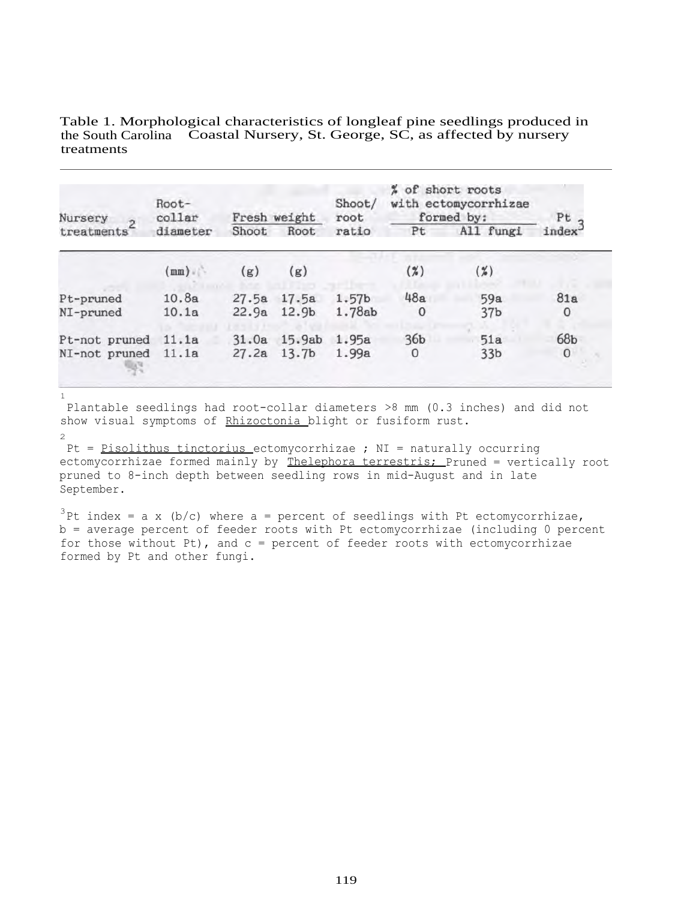Table 1. Morphological characteristics of longleaf pine seedlings produced in the South Carolina Coastal Nursery, St. George, SC, as affected by nursery treatments

| Nursery treatments[2] | Root-collar diameter | Fresh weight | | Shoot/ root ratio | % of short roots with ectomycorrhizae formed by: | | Pt index[3] |
|---|---|---|---|---|---|---|---|
| | | Shoot | Root | | Pt | All fungi | |
| | (mm) | (g) | (g) | | (%) | (%) | |
| Pt-pruned | 10.8a | 27.5a | 17.5a | 1.57b | 48a | 59a | 81a |
| NI-pruned | 10.1a | 22.9a | 12.9b | 1.78ab | 0 | 37b | 0 |
| Pt-not pruned | 11.1a | 31.0a | 15.9ab | 1.95a | 36b | 51a | 68b |
| NI-not pruned | 11.1a | 27.2a | 13.7b | 1.99a | 0 | 33b | 0 |

[1] Plantable seedlings had root-collar diameters >8 mm (0.3 inches) and did not show visual symptoms of Rhizoctonia blight or fusiform rust.

[2] Pt = *Pisolithus tinctorius* ectomycorrhizae ; NI = naturally occurring ectomycorrhizae formed mainly by *Thelephora terrestris;* Pruned = vertically root pruned to 8-inch depth between seedling rows in mid-August and in late September.

[3] Pt index = a x (b/c) where a = percent of seedlings with Pt ectomycorrhizae, b = average percent of feeder roots with Pt ectomycorrhizae (including 0 percent for those without Pt), and c = percent of feeder roots with ectomycorrhizae formed by Pt and other fungi.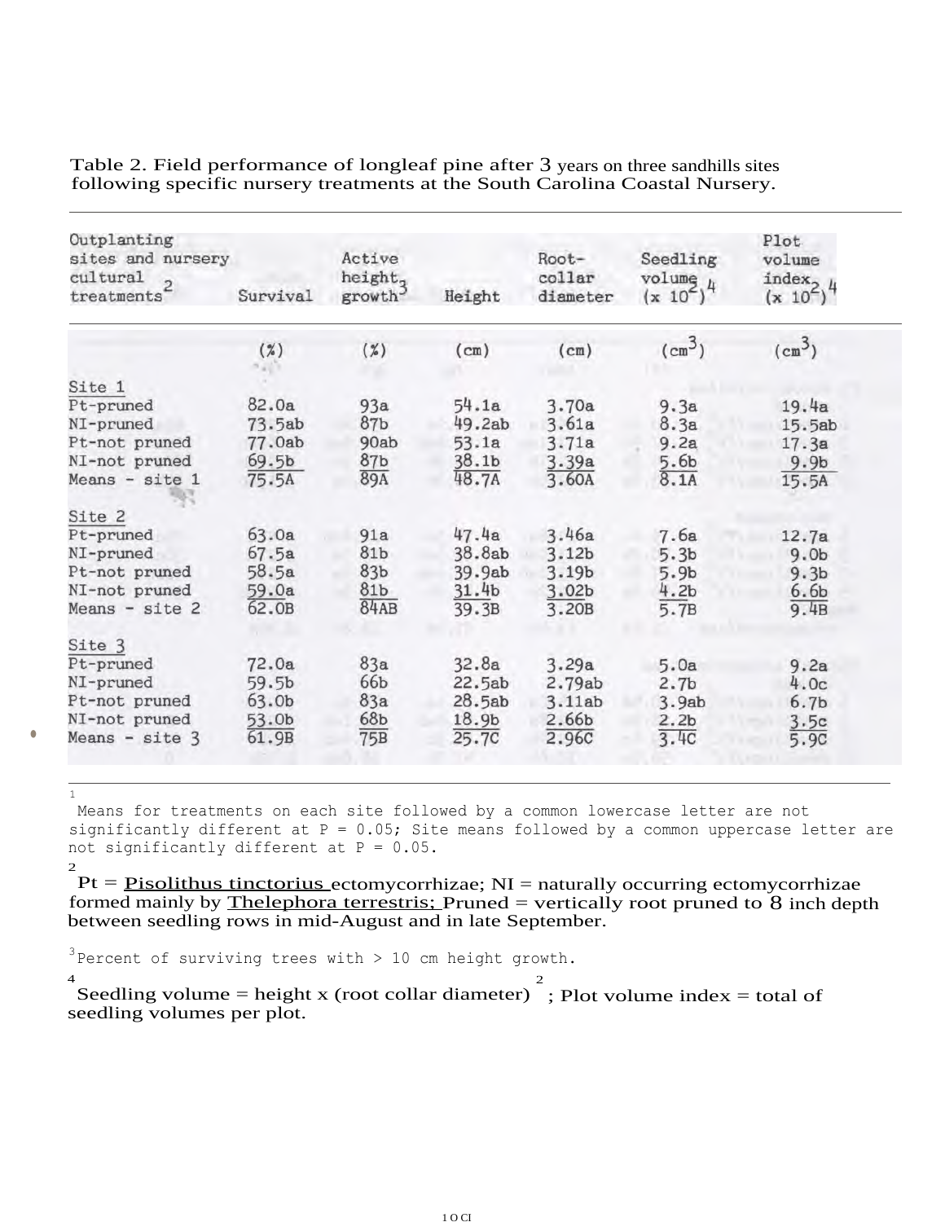Table 2. Field performance of longleaf pine after 3 years on three sandhills sites following specific nursery treatments at the South Carolina Coastal Nursery.

| Outplanting sites and nursery cultural treatments[2] | Survival | Active height growth[3] | Height | Root-collar diameter | Seedling volume ($\times 10^2$)[4] | Plot volume index ($\times 10^2$)[4] |
|---|---|---|---|---|---|---|
| | (%) | (%) | (cm) | (cm) | ($cm^3$) | ($cm^3$) |
| Site 1 | | | | | | |
| Pt-pruned | 82.0a | 93a | 54.1a | 3.70a | 9.3a | 19.4a |
| NI-pruned | 73.5ab | 87b | 49.2ab | 3.61a | 8.3a | 15.5ab |
| Pt-not pruned | 77.0ab | 90ab | 53.1a | 3.71a | 9.2a | 17.3a |
| NI-not pruned | 69.5b | 87b | 38.1b | 3.39a | 5.6b | 9.9b |
| Means - site 1 | 75.5A | 89A | 48.7A | 3.60A | 8.1A | 15.5A |
| Site 2 | | | | | | |
| Pt-pruned | 63.0a | 91a | 47.4a | 3.46a | 7.6a | 12.7a |
| NI-pruned | 67.5a | 81b | 38.8ab | 3.12b | 5.3b | 9.0b |
| Pt-not pruned | 58.5a | 83b | 39.9ab | 3.19b | 5.9b | 9.3b |
| NI-not pruned | 59.0a | 81b | 31.4b | 3.02b | 4.2b | 6.6b |
| Means - site 2 | 62.0B | 84AB | 39.3B | 3.20B | 5.7B | 9.4B |
| Site 3 | | | | | | |
| Pt-pruned | 72.0a | 83a | 32.8a | 3.29a | 5.0a | 9.2a |
| NI-pruned | 59.5b | 66b | 22.5ab | 2.79ab | 2.7b | 4.0c |
| Pt-not pruned | 63.0b | 83a | 28.5ab | 3.11ab | 3.9ab | 6.7b |
| NI-not pruned | 53.0b | 68b | 18.9b | 2.66b | 2.2b | 3.5c |
| Means - site 3 | 61.9B | 75B | 25.7C | 2.96C | 3.4C | 5.9C |

[1] Means for treatments on each site followed by a common lowercase letter are not significantly different at P = 0.05; Site means followed by a common uppercase letter are not significantly different at P = 0.05.

[2] Pt = Pisolithus tinctorius ectomycorrhizae; NI = naturally occurring ectomycorrhizae formed mainly by Thelephora terrestris; Pruned = vertically root pruned to 8 inch depth between seedling rows in mid-August and in late September.

[3] Percent of surviving trees with > 10 cm height growth.

[4] Seedling volume = height x (root collar diameter)$^2$; Plot volume index = total of seedling volumes per plot.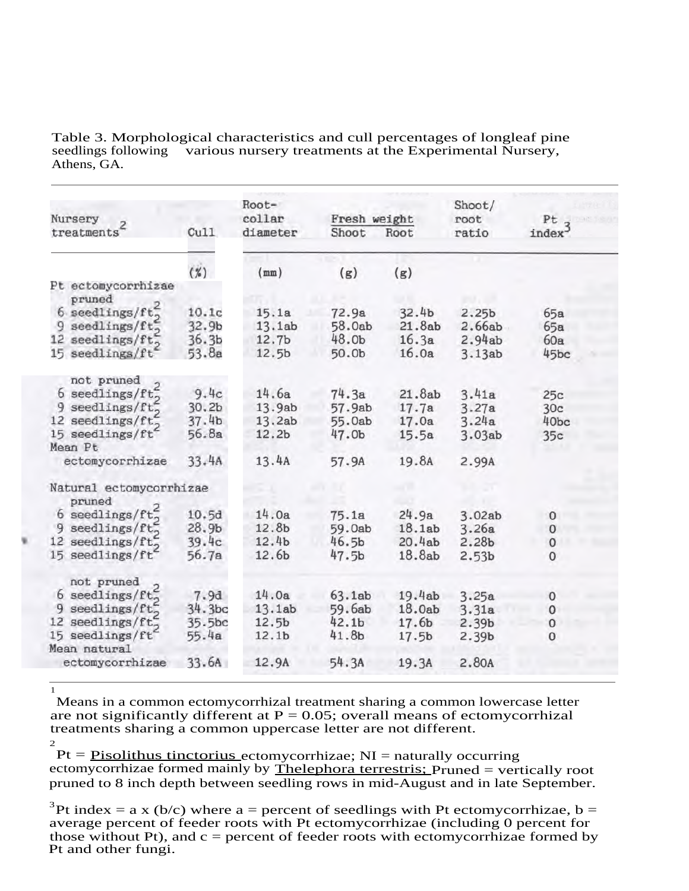Table 3. Morphological characteristics and cull percentages of longleaf pine seedlings following various nursery treatments at the Experimental Nursery, Athens, GA.

| Nursery treatments[2] | Cull | Root-collar diameter | Fresh weight | | Shoot/root ratio | Pt index[3] |
|---|---|---|---|---|---|---|
| | | | Shoot | Root | | |
| | (%) | (mm) | (g) | (g) | | |
| Pt ectomycorrhizae | | | | | | |
| pruned | | | | | | |
| 6 seedlings/ft[2] | 10.1c | 15.1a | 72.9a | 32.4b | 2.25b | 65a |
| 9 seedlings/ft[2] | 32.9b | 13.1ab | 58.0ab | 21.8ab | 2.66ab | 65a |
| 12 seedlings/ft[2] | 36.3b | 12.7b | 48.0b | 16.3a | 2.94ab | 60a |
| 15 seedlings/ft[2] | 53.8a | 12.5b | 50.0b | 16.0a | 3.13ab | 45bc |
| not pruned | | | | | | |
| 6 seedlings/ft[2] | 9.4c | 14.6a | 74.3a | 21.8ab | 3.41a | 25c |
| 9 seedlings/ft[2] | 30.2b | 13.9ab | 57.9ab | 17.7a | 3.27a | 30c |
| 12 seedlings/ft[2] | 37.4b | 13.2ab | 55.0ab | 17.0a | 3.24a | 40bc |
| 15 seedlings/ft[2] | 56.8a | 12.2b | 47.0b | 15.5a | 3.03ab | 35c |
| Mean Pt ectomycorrhizae | 33.4A | 13.4A | 57.9A | 19.8A | 2.99A | |
| Natural ectomycorrhizae | | | | | | |
| pruned | | | | | | |
| 6 seedlings/ft[2] | 10.5d | 14.0a | 75.1a | 24.9a | 3.02ab | 0 |
| 9 seedlings/ft[2] | 28.9b | 12.8b | 59.0ab | 18.1ab | 3.26a | 0 |
| 12 seedlings/ft[2] | 39.4c | 12.4b | 46.5b | 20.4ab | 2.28b | 0 |
| 15 seedlings/ft[2] | 56.7a | 12.6b | 47.5b | 18.8ab | 2.53b | 0 |
| not pruned | | | | | | |
| 6 seedlings/ft[2] | 7.9d | 14.0a | 63.1ab | 19.4ab | 3.25a | 0 |
| 9 seedlings/ft[2] | 34.3bc | 13.1ab | 59.6ab | 18.0ab | 3.31a | 0 |
| 12 seedlings/ft[2] | 35.5bc | 12.5b | 42.1b | 17.6b | 2.39b | 0 |
| 15 seedlings/ft[2] | 55.4a | 12.1b | 41.8b | 17.5b | 2.39b | 0 |
| Mean natural ectomycorrhizae | 33.6A | 12.9A | 54.3A | 19.3A | 2.80A | |

[1] Means in a common ectomycorrhizal treatment sharing a common lowercase letter are not significantly different at $P = 0.05$; overall means of ectomycorrhizal treatments sharing a common uppercase letter are not different.

[2] Pt = *Pisolithus tinctorius* ectomycorrhizae; NI = naturally occurring ectomycorrhizae formed mainly by *Thelephora terrestris;* Pruned = vertically root pruned to 8 inch depth between seedling rows in mid-August and in late September.

[3] Pt index = a x (b/c) where a = percent of seedlings with Pt ectomycorrhizae, b = average percent of feeder roots with Pt ectomycorrhizae (including 0 percent for those without Pt), and c = percent of feeder roots with ectomycorrhizae formed by Pt and other fungi.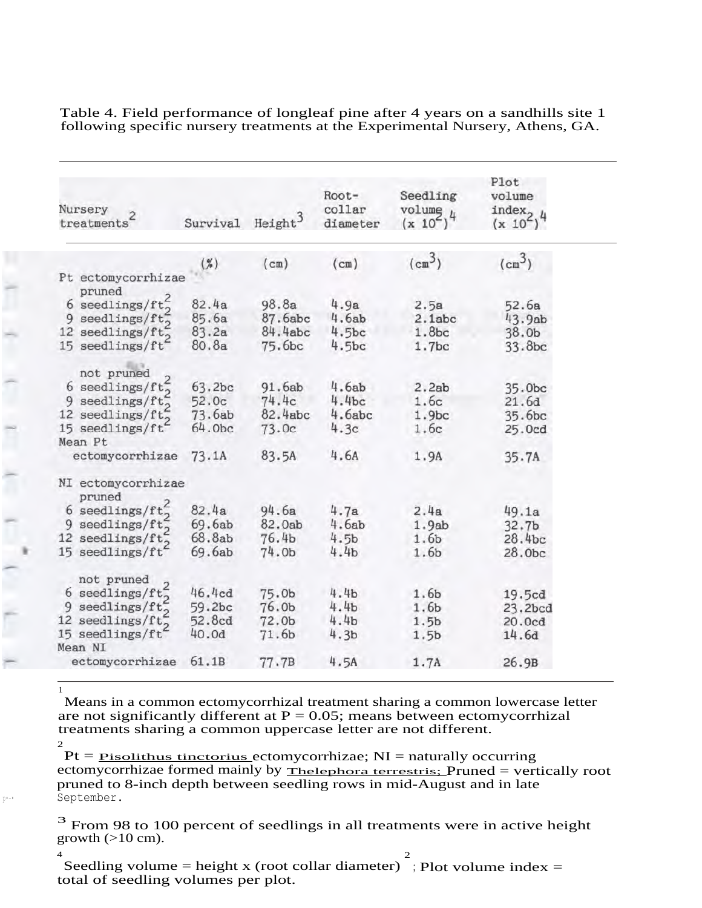Table 4. Field performance of longleaf pine after 4 years on a sandhills site [1] following specific nursery treatments at the Experimental Nursery, Athens, GA.

| Nursery treatments[2] | Survival | Height[3] | Root-collar diameter | Seedling volume ($\times 10^2$)[4] | Plot volume index ($\times 10^2$)[2,4] |
|---|---|---|---|---|---|
| | (%) | (cm) | (cm) | ($cm^3$) | ($cm^3$) |
| Pt ectomycorrhizae | | | | | |
| pruned | | | | | |
| 6 seedlings/$ft^2$ | 82.4a | 98.8a | 4.9a | 2.5a | 52.6a |
| 9 seedlings/$ft^2$ | 85.6a | 87.6abc | 4.6ab | 2.1abc | 43.9ab |
| 12 seedlings/$ft^2$ | 83.2a | 84.4abc | 4.5bc | 1.8bc | 38.0b |
| 15 seedlings/$ft^2$ | 80.8a | 75.6bc | 4.5bc | 1.7bc | 33.8bc |
| not pruned | | | | | |
| 6 seedlings/$ft^2$ | 63.2bc | 91.6ab | 4.6ab | 2.2ab | 35.0bc |
| 9 seedlings/$ft^2$ | 52.0c | 74.4c | 4.4bc | 1.6c | 21.6d |
| 12 seedlings/$ft^2$ | 73.6ab | 82.4abc | 4.6abc | 1.9bc | 35.6bc |
| 15 seedlings/$ft^2$ | 64.0bc | 73.0c | 4.3c | 1.6c | 25.0cd |
| Mean Pt ectomycorrhizae | 73.1A | 83.5A | 4.6A | 1.9A | 35.7A |
| NI ectomycorrhizae | | | | | |
| pruned | | | | | |
| 6 seedlings/$ft^2$ | 82.4a | 94.6a | 4.7a | 2.4a | 49.1a |
| 9 seedlings/$ft^2$ | 69.6ab | 82.0ab | 4.6ab | 1.9ab | 32.7b |
| 12 seedlings/$ft^2$ | 68.8ab | 76.4b | 4.5b | 1.6b | 28.4bc |
| 15 seedlings/$ft^2$ | 69.6ab | 74.0b | 4.4b | 1.6b | 28.0bc |
| not pruned | | | | | |
| 6 seedlings/$ft^2$ | 46.4cd | 75.0b | 4.4b | 1.6b | 19.5cd |
| 9 seedlings/$ft^2$ | 59.2bc | 76.0b | 4.4b | 1.6b | 23.2bcd |
| 12 seedlings/$ft^2$ | 52.8cd | 72.0b | 4.4b | 1.5b | 20.0cd |
| 15 seedlings/$ft^2$ | 40.0d | 71.6b | 4.3b | 1.5b | 14.6d |
| Mean NI ectomycorrhizae | 61.1B | 77.7B | 4.5A | 1.7A | 26.9B |

[1] Means in a common ectomycorrhizal treatment sharing a common lowercase letter are not significantly different at P = 0.05; means between ectomycorrhizal treatments sharing a common uppercase letter are not different.

[2] Pt = *Pisolithus tinctorius* ectomycorrhizae; NI = naturally occurring ectomycorrhizae formed mainly by *Thelephora terrestris*; Pruned = vertically root pruned to 8-inch depth between seedling rows in mid-August and in late September.

[3] From 98 to 100 percent of seedlings in all treatments were in active height growth (>10 cm).

[4] Seedling volume = height x (root collar diameter)$^2$; Plot volume index = total of seedling volumes per plot.